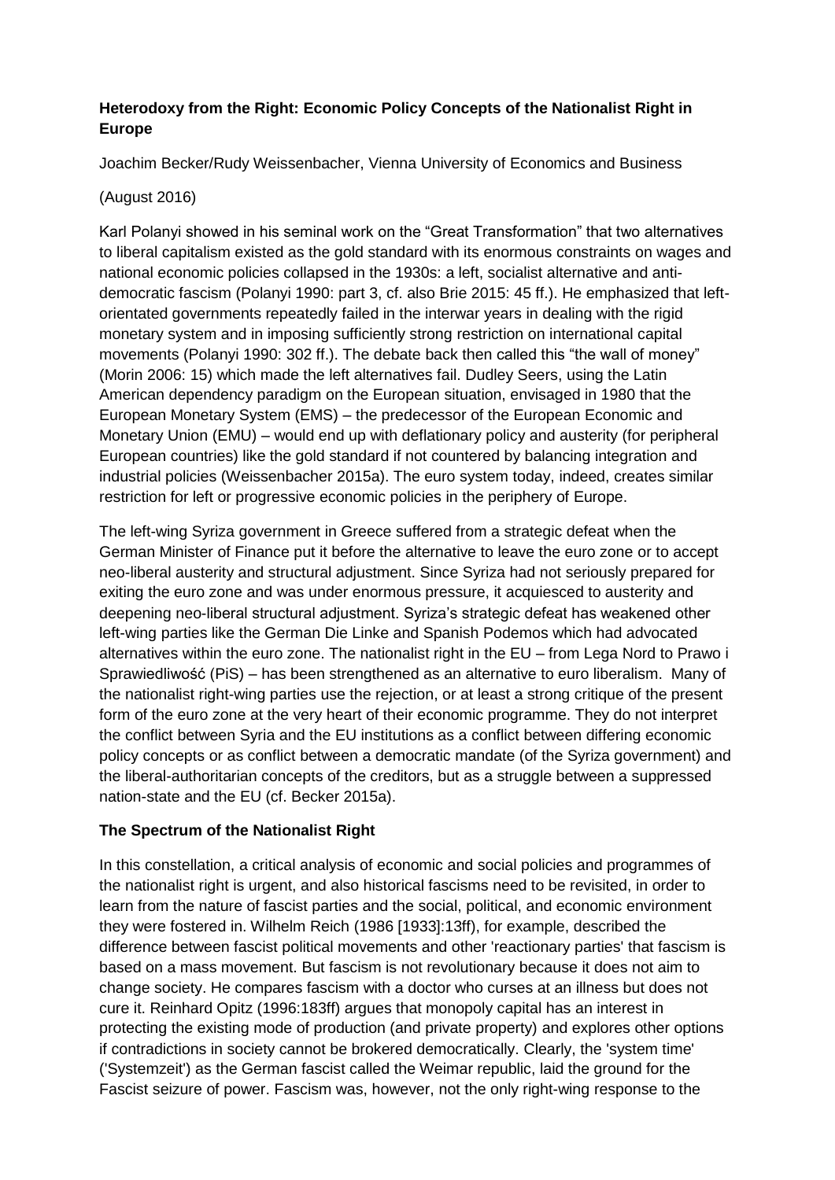**Heterodoxy from the Right: Economic Policy Concepts of the Nationalist Right in Europe**

Joachim Becker/Rudy Weissenbacher, Vienna University of Economics and Business

(August 2016)

Karl Polanyi showed in his seminal work on the "Great Transformation" that two alternatives to liberal capitalism existed as the gold standard with its enormous constraints on wages and national economic policies collapsed in the 1930s: a left, socialist alternative and anti-democratic fascism (Polanyi 1990: part 3, cf. also Brie 2015: 45 ff.). He emphasized that left-orientated governments repeatedly failed in the interwar years in dealing with the rigid monetary system and in imposing sufficiently strong restriction on international capital movements (Polanyi 1990: 302 ff.). The debate back then called this "the wall of money" (Morin 2006: 15) which made the left alternatives fail. Dudley Seers, using the Latin American dependency paradigm on the European situation, envisaged in 1980 that the European Monetary System (EMS) – the predecessor of the European Economic and Monetary Union (EMU) – would end up with deflationary policy and austerity (for peripheral European countries) like the gold standard if not countered by balancing integration and industrial policies (Weissenbacher 2015a). The euro system today, indeed, creates similar restriction for left or progressive economic policies in the periphery of Europe.

The left-wing Syriza government in Greece suffered from a strategic defeat when the German Minister of Finance put it before the alternative to leave the euro zone or to accept neo-liberal austerity and structural adjustment. Since Syriza had not seriously prepared for exiting the euro zone and was under enormous pressure, it acquiesced to austerity and deepening neo-liberal structural adjustment. Syriza's strategic defeat has weakened other left-wing parties like the German Die Linke and Spanish Podemos which had advocated alternatives within the euro zone. The nationalist right in the EU – from Lega Nord to Prawo i Sprawiedliwość (PiS) – has been strengthened as an alternative to euro liberalism. Many of the nationalist right-wing parties use the rejection, or at least a strong critique of the present form of the euro zone at the very heart of their economic programme. They do not interpret the conflict between Syria and the EU institutions as a conflict between differing economic policy concepts or as conflict between a democratic mandate (of the Syriza government) and the liberal-authoritarian concepts of the creditors, but as a struggle between a suppressed nation-state and the EU (cf. Becker 2015a).

## The Spectrum of the Nationalist Right

In this constellation, a critical analysis of economic and social policies and programmes of the nationalist right is urgent, and also historical fascisms need to be revisited, in order to learn from the nature of fascist parties and the social, political, and economic environment they were fostered in. Wilhelm Reich (1986 [1933]:13ff), for example, described the difference between fascist political movements and other 'reactionary parties' that fascism is based on a mass movement. But fascism is not revolutionary because it does not aim to change society. He compares fascism with a doctor who curses at an illness but does not cure it. Reinhard Opitz (1996:183ff) argues that monopoly capital has an interest in protecting the existing mode of production (and private property) and explores other options if contradictions in society cannot be brokered democratically. Clearly, the 'system time' ('Systemzeit') as the German fascist called the Weimar republic, laid the ground for the Fascist seizure of power. Fascism was, however, not the only right-wing response to the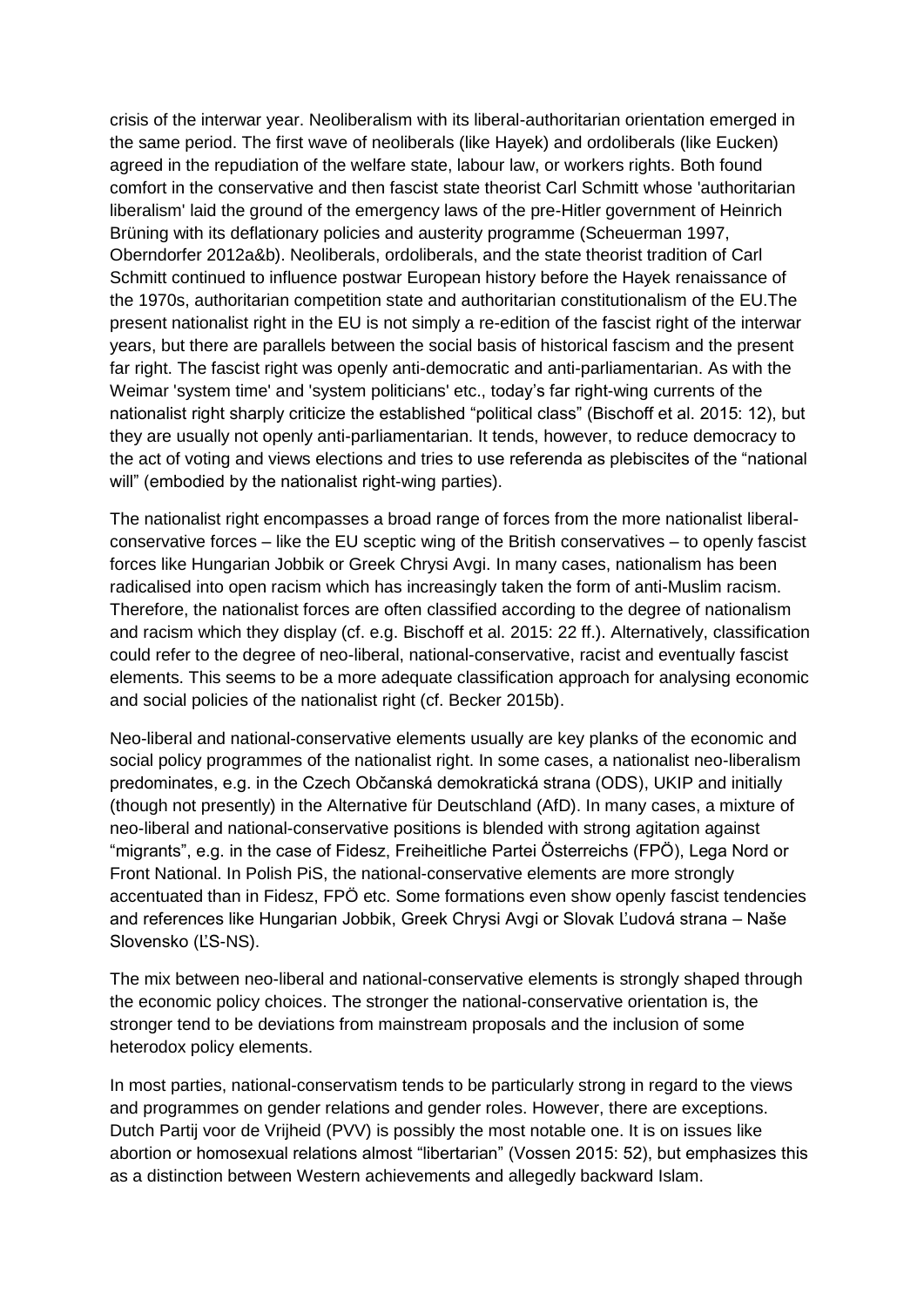crisis of the interwar year. Neoliberalism with its liberal-authoritarian orientation emerged in the same period. The first wave of neoliberals (like Hayek) and ordoliberals (like Eucken) agreed in the repudiation of the welfare state, labour law, or workers rights. Both found comfort in the conservative and then fascist state theorist Carl Schmitt whose 'authoritarian liberalism' laid the ground of the emergency laws of the pre-Hitler government of Heinrich Brüning with its deflationary policies and austerity programme (Scheuerman 1997, Oberndorfer 2012a&b). Neoliberals, ordoliberals, and the state theorist tradition of Carl Schmitt continued to influence postwar European history before the Hayek renaissance of the 1970s, authoritarian competition state and authoritarian constitutionalism of the EU.The present nationalist right in the EU is not simply a re-edition of the fascist right of the interwar years, but there are parallels between the social basis of historical fascism and the present far right. The fascist right was openly anti-democratic and anti-parliamentarian. As with the Weimar 'system time' and 'system politicians' etc., today's far right-wing currents of the nationalist right sharply criticize the established "political class" (Bischoff et al. 2015: 12), but they are usually not openly anti-parliamentarian. It tends, however, to reduce democracy to the act of voting and views elections and tries to use referenda as plebiscites of the "national will" (embodied by the nationalist right-wing parties).

The nationalist right encompasses a broad range of forces from the more nationalist liberal-conservative forces – like the EU sceptic wing of the British conservatives – to openly fascist forces like Hungarian Jobbik or Greek Chrysi Avgi. In many cases, nationalism has been radicalised into open racism which has increasingly taken the form of anti-Muslim racism. Therefore, the nationalist forces are often classified according to the degree of nationalism and racism which they display (cf. e.g. Bischoff et al. 2015: 22 ff.). Alternatively, classification could refer to the degree of neo-liberal, national-conservative, racist and eventually fascist elements. This seems to be a more adequate classification approach for analysing economic and social policies of the nationalist right (cf. Becker 2015b).

Neo-liberal and national-conservative elements usually are key planks of the economic and social policy programmes of the nationalist right. In some cases, a nationalist neo-liberalism predominates, e.g. in the Czech Občanská demokratická strana (ODS), UKIP and initially (though not presently) in the Alternative für Deutschland (AfD). In many cases, a mixture of neo-liberal and national-conservative positions is blended with strong agitation against "migrants", e.g. in the case of Fidesz, Freiheitliche Partei Österreichs (FPÖ), Lega Nord or Front National. In Polish PiS, the national-conservative elements are more strongly accentuated than in Fidesz, FPÖ etc. Some formations even show openly fascist tendencies and references like Hungarian Jobbik, Greek Chrysi Avgi or Slovak Ľudová strana – Naše Slovensko (ĽS-NS).

The mix between neo-liberal and national-conservative elements is strongly shaped through the economic policy choices. The stronger the national-conservative orientation is, the stronger tend to be deviations from mainstream proposals and the inclusion of some heterodox policy elements.

In most parties, national-conservatism tends to be particularly strong in regard to the views and programmes on gender relations and gender roles. However, there are exceptions. Dutch Partij voor de Vrijheid (PVV) is possibly the most notable one. It is on issues like abortion or homosexual relations almost "libertarian" (Vossen 2015: 52), but emphasizes this as a distinction between Western achievements and allegedly backward Islam.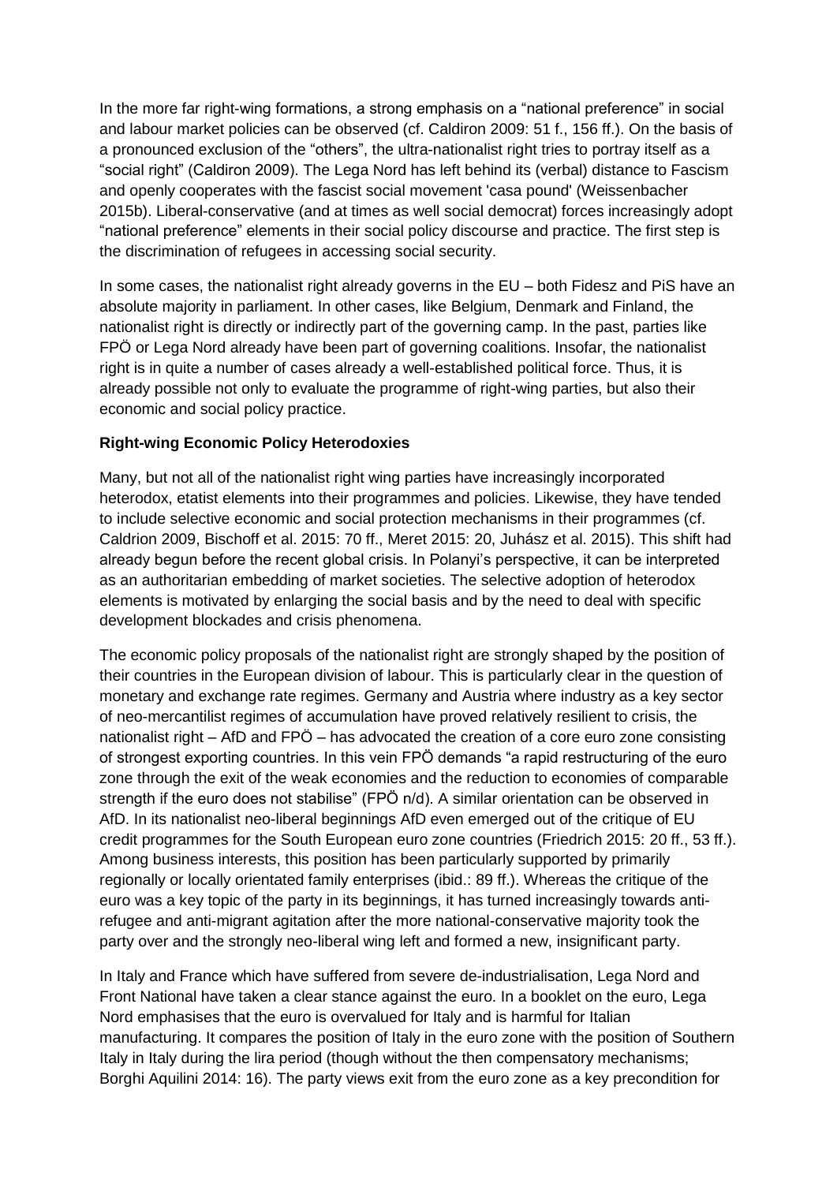In the more far right-wing formations, a strong emphasis on a “national preference” in social and labour market policies can be observed (cf. Caldiron 2009: 51 f., 156 ff.). On the basis of a pronounced exclusion of the “others”, the ultra-nationalist right tries to portray itself as a “social right” (Caldiron 2009). The Lega Nord has left behind its (verbal) distance to Fascism and openly cooperates with the fascist social movement 'casa pound' (Weissenbacher 2015b). Liberal-conservative (and at times as well social democrat) forces increasingly adopt “national preference” elements in their social policy discourse and practice. The first step is the discrimination of refugees in accessing social security.

In some cases, the nationalist right already governs in the EU – both Fidesz and PiS have an absolute majority in parliament. In other cases, like Belgium, Denmark and Finland, the nationalist right is directly or indirectly part of the governing camp. In the past, parties like FPÖ or Lega Nord already have been part of governing coalitions. Insofar, the nationalist right is in quite a number of cases already a well-established political force. Thus, it is already possible not only to evaluate the programme of right-wing parties, but also their economic and social policy practice.

**Right-wing Economic Policy Heterodoxies**

Many, but not all of the nationalist right wing parties have increasingly incorporated heterodox, etatist elements into their programmes and policies. Likewise, they have tended to include selective economic and social protection mechanisms in their programmes (cf. Caldrion 2009, Bischoff et al. 2015: 70 ff., Meret 2015: 20, Juhász et al. 2015). This shift had already begun before the recent global crisis. In Polanyi’s perspective, it can be interpreted as an authoritarian embedding of market societies. The selective adoption of heterodox elements is motivated by enlarging the social basis and by the need to deal with specific development blockades and crisis phenomena.

The economic policy proposals of the nationalist right are strongly shaped by the position of their countries in the European division of labour. This is particularly clear in the question of monetary and exchange rate regimes. Germany and Austria where industry as a key sector of neo-mercantilist regimes of accumulation have proved relatively resilient to crisis, the nationalist right – AfD and FPÖ – has advocated the creation of a core euro zone consisting of strongest exporting countries. In this vein FPÖ demands “a rapid restructuring of the euro zone through the exit of the weak economies and the reduction to economies of comparable strength if the euro does not stabilise” (FPÖ n/d). A similar orientation can be observed in AfD. In its nationalist neo-liberal beginnings AfD even emerged out of the critique of EU credit programmes for the South European euro zone countries (Friedrich 2015: 20 ff., 53 ff.). Among business interests, this position has been particularly supported by primarily regionally or locally orientated family enterprises (ibid.: 89 ff.). Whereas the critique of the euro was a key topic of the party in its beginnings, it has turned increasingly towards anti-refugee and anti-migrant agitation after the more national-conservative majority took the party over and the strongly neo-liberal wing left and formed a new, insignificant party.

In Italy and France which have suffered from severe de-industrialisation, Lega Nord and Front National have taken a clear stance against the euro. In a booklet on the euro, Lega Nord emphasises that the euro is overvalued for Italy and is harmful for Italian manufacturing. It compares the position of Italy in the euro zone with the position of Southern Italy in Italy during the lira period (though without the then compensatory mechanisms; Borghi Aquilini 2014: 16). The party views exit from the euro zone as a key precondition for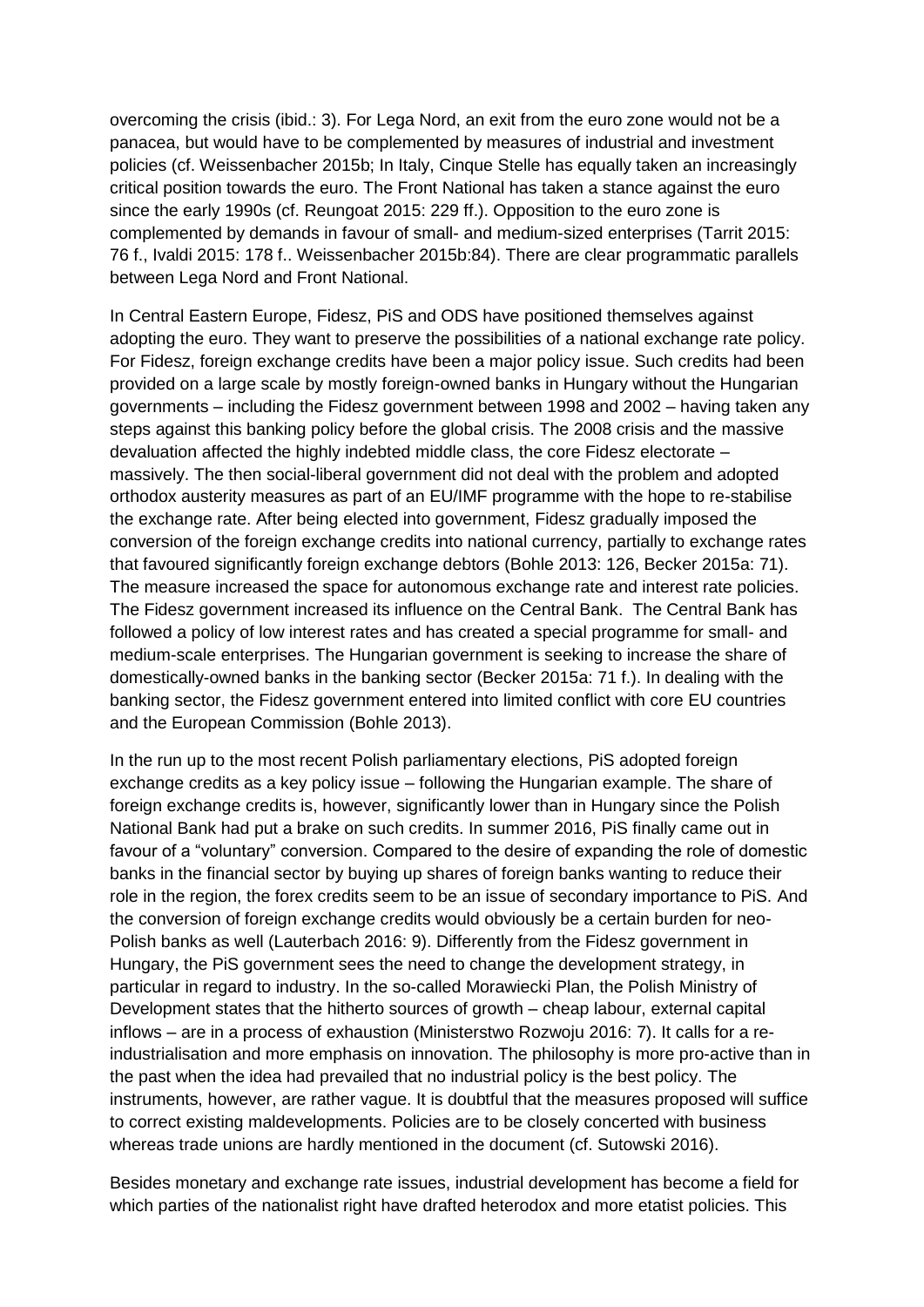overcoming the crisis (ibid.: 3). For Lega Nord, an exit from the euro zone would not be a panacea, but would have to be complemented by measures of industrial and investment policies (cf. Weissenbacher 2015b; In Italy, Cinque Stelle has equally taken an increasingly critical position towards the euro. The Front National has taken a stance against the euro since the early 1990s (cf. Reungoat 2015: 229 ff.). Opposition to the euro zone is complemented by demands in favour of small- and medium-sized enterprises (Tarrit 2015: 76 f., Ivaldi 2015: 178 f.. Weissenbacher 2015b:84). There are clear programmatic parallels between Lega Nord and Front National.

In Central Eastern Europe, Fidesz, PiS and ODS have positioned themselves against adopting the euro. They want to preserve the possibilities of a national exchange rate policy. For Fidesz, foreign exchange credits have been a major policy issue. Such credits had been provided on a large scale by mostly foreign-owned banks in Hungary without the Hungarian governments – including the Fidesz government between 1998 and 2002 – having taken any steps against this banking policy before the global crisis. The 2008 crisis and the massive devaluation affected the highly indebted middle class, the core Fidesz electorate – massively. The then social-liberal government did not deal with the problem and adopted orthodox austerity measures as part of an EU/IMF programme with the hope to re-stabilise the exchange rate. After being elected into government, Fidesz gradually imposed the conversion of the foreign exchange credits into national currency, partially to exchange rates that favoured significantly foreign exchange debtors (Bohle 2013: 126, Becker 2015a: 71). The measure increased the space for autonomous exchange rate and interest rate policies. The Fidesz government increased its influence on the Central Bank. The Central Bank has followed a policy of low interest rates and has created a special programme for small- and medium-scale enterprises. The Hungarian government is seeking to increase the share of domestically-owned banks in the banking sector (Becker 2015a: 71 f.). In dealing with the banking sector, the Fidesz government entered into limited conflict with core EU countries and the European Commission (Bohle 2013).

In the run up to the most recent Polish parliamentary elections, PiS adopted foreign exchange credits as a key policy issue – following the Hungarian example. The share of foreign exchange credits is, however, significantly lower than in Hungary since the Polish National Bank had put a brake on such credits. In summer 2016, PiS finally came out in favour of a "voluntary" conversion. Compared to the desire of expanding the role of domestic banks in the financial sector by buying up shares of foreign banks wanting to reduce their role in the region, the forex credits seem to be an issue of secondary importance to PiS. And the conversion of foreign exchange credits would obviously be a certain burden for neo-Polish banks as well (Lauterbach 2016: 9). Differently from the Fidesz government in Hungary, the PiS government sees the need to change the development strategy, in particular in regard to industry. In the so-called Morawiecki Plan, the Polish Ministry of Development states that the hitherto sources of growth – cheap labour, external capital inflows – are in a process of exhaustion (Ministerstwo Rozwoju 2016: 7). It calls for a re-industrialisation and more emphasis on innovation. The philosophy is more pro-active than in the past when the idea had prevailed that no industrial policy is the best policy. The instruments, however, are rather vague. It is doubtful that the measures proposed will suffice to correct existing maldevelopments. Policies are to be closely concerted with business whereas trade unions are hardly mentioned in the document (cf. Sutowski 2016).

Besides monetary and exchange rate issues, industrial development has become a field for which parties of the nationalist right have drafted heterodox and more etatist policies. This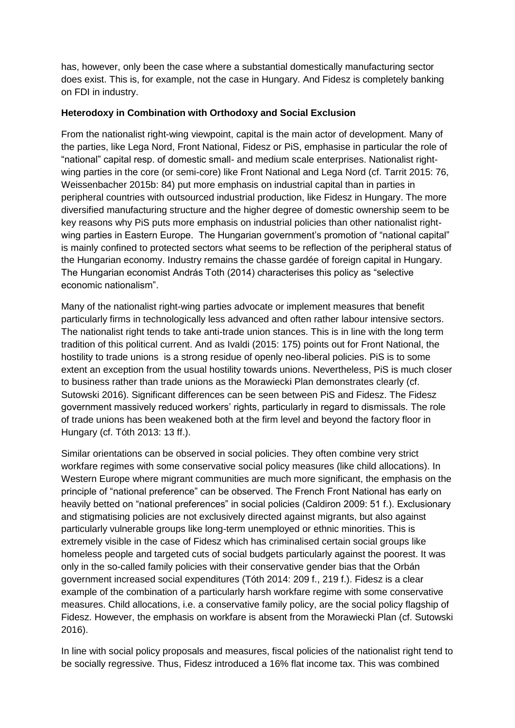has, however, only been the case where a substantial domestically manufacturing sector does exist. This is, for example, not the case in Hungary. And Fidesz is completely banking on FDI in industry.

**Heterodoxy in Combination with Orthodoxy and Social Exclusion**

From the nationalist right-wing viewpoint, capital is the main actor of development. Many of the parties, like Lega Nord, Front National, Fidesz or PiS, emphasise in particular the role of "national" capital resp. of domestic small- and medium scale enterprises. Nationalist right-wing parties in the core (or semi-core) like Front National and Lega Nord (cf. Tarrit 2015: 76, Weissenbacher 2015b: 84) put more emphasis on industrial capital than in parties in peripheral countries with outsourced industrial production, like Fidesz in Hungary. The more diversified manufacturing structure and the higher degree of domestic ownership seem to be key reasons why PiS puts more emphasis on industrial policies than other nationalist right-wing parties in Eastern Europe. The Hungarian government's promotion of "national capital" is mainly confined to protected sectors what seems to be reflection of the peripheral status of the Hungarian economy. Industry remains the chasse gardée of foreign capital in Hungary. The Hungarian economist András Toth (2014) characterises this policy as "selective economic nationalism".

Many of the nationalist right-wing parties advocate or implement measures that benefit particularly firms in technologically less advanced and often rather labour intensive sectors. The nationalist right tends to take anti-trade union stances. This is in line with the long term tradition of this political current. And as Ivaldi (2015: 175) points out for Front National, the hostility to trade unions is a strong residue of openly neo-liberal policies. PiS is to some extent an exception from the usual hostility towards unions. Nevertheless, PiS is much closer to business rather than trade unions as the Morawiecki Plan demonstrates clearly (cf. Sutowski 2016). Significant differences can be seen between PiS and Fidesz. The Fidesz government massively reduced workers' rights, particularly in regard to dismissals. The role of trade unions has been weakened both at the firm level and beyond the factory floor in Hungary (cf. Tóth 2013: 13 ff.).

Similar orientations can be observed in social policies. They often combine very strict workfare regimes with some conservative social policy measures (like child allocations). In Western Europe where migrant communities are much more significant, the emphasis on the principle of "national preference" can be observed. The French Front National has early on heavily betted on "national preferences" in social policies (Caldiron 2009: 51 f.). Exclusionary and stigmatising policies are not exclusively directed against migrants, but also against particularly vulnerable groups like long-term unemployed or ethnic minorities. This is extremely visible in the case of Fidesz which has criminalised certain social groups like homeless people and targeted cuts of social budgets particularly against the poorest. It was only in the so-called family policies with their conservative gender bias that the Orbán government increased social expenditures (Tóth 2014: 209 f., 219 f.). Fidesz is a clear example of the combination of a particularly harsh workfare regime with some conservative measures. Child allocations, i.e. a conservative family policy, are the social policy flagship of Fidesz. However, the emphasis on workfare is absent from the Morawiecki Plan (cf. Sutowski 2016).

In line with social policy proposals and measures, fiscal policies of the nationalist right tend to be socially regressive. Thus, Fidesz introduced a 16% flat income tax. This was combined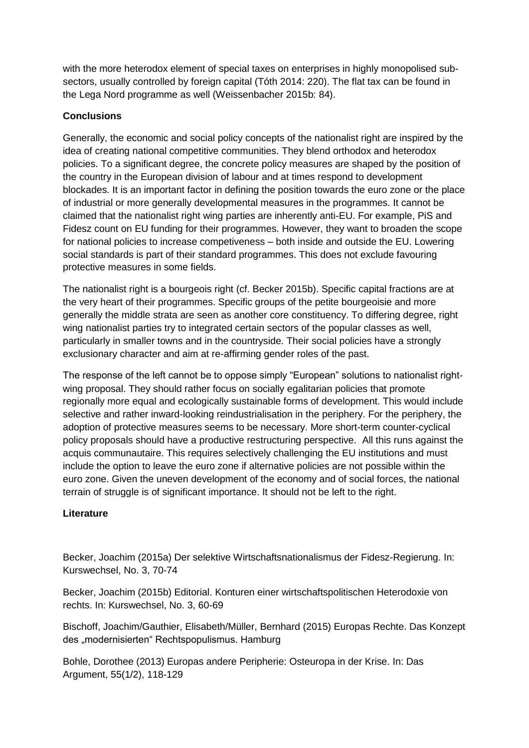with the more heterodox element of special taxes on enterprises in highly monopolised sub-sectors, usually controlled by foreign capital (Tóth 2014: 220). The flat tax can be found in the Lega Nord programme as well (Weissenbacher 2015b: 84).

## Conclusions

Generally, the economic and social policy concepts of the nationalist right are inspired by the idea of creating national competitive communities. They blend orthodox and heterodox policies. To a significant degree, the concrete policy measures are shaped by the position of the country in the European division of labour and at times respond to development blockades. It is an important factor in defining the position towards the euro zone or the place of industrial or more generally developmental measures in the programmes. It cannot be claimed that the nationalist right wing parties are inherently anti-EU. For example, PiS and Fidesz count on EU funding for their programmes. However, they want to broaden the scope for national policies to increase competiveness – both inside and outside the EU. Lowering social standards is part of their standard programmes. This does not exclude favouring protective measures in some fields.

The nationalist right is a bourgeois right (cf. Becker 2015b). Specific capital fractions are at the very heart of their programmes. Specific groups of the petite bourgeoisie and more generally the middle strata are seen as another core constituency. To differing degree, right wing nationalist parties try to integrated certain sectors of the popular classes as well, particularly in smaller towns and in the countryside. Their social policies have a strongly exclusionary character and aim at re-affirming gender roles of the past.

The response of the left cannot be to oppose simply "European" solutions to nationalist right-wing proposal. They should rather focus on socially egalitarian policies that promote regionally more equal and ecologically sustainable forms of development. This would include selective and rather inward-looking reindustrialisation in the periphery. For the periphery, the adoption of protective measures seems to be necessary. More short-term counter-cyclical policy proposals should have a productive restructuring perspective. All this runs against the acquis communautaire. This requires selectively challenging the EU institutions and must include the option to leave the euro zone if alternative policies are not possible within the euro zone. Given the uneven development of the economy and of social forces, the national terrain of struggle is of significant importance. It should not be left to the right.

## Literature

Becker, Joachim (2015a) Der selektive Wirtschaftsnationalismus der Fidesz-Regierung. In: Kurswechsel, No. 3, 70-74

Becker, Joachim (2015b) Editorial. Konturen einer wirtschaftspolitischen Heterodoxie von rechts. In: Kurswechsel, No. 3, 60-69

Bischoff, Joachim/Gauthier, Elisabeth/Müller, Bernhard (2015) Europas Rechte. Das Konzept des „modernisierten" Rechtspopulismus. Hamburg

Bohle, Dorothee (2013) Europas andere Peripherie: Osteuropa in der Krise. In: Das Argument, 55(1/2), 118-129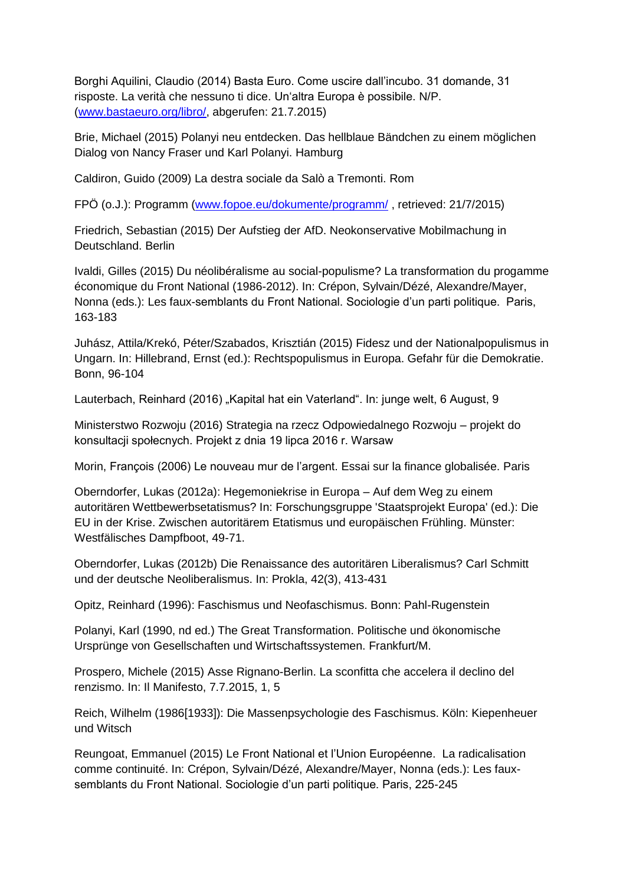Borghi Aquilini, Claudio (2014) Basta Euro. Come uscire dall'incubo. 31 domande, 31 risposte. La verità che nessuno ti dice. Un'altra Europa è possibile. N/P. (www.bastaeuro.org/libro/, abgerufen: 21.7.2015)

Brie, Michael (2015) Polanyi neu entdecken. Das hellblaue Bändchen zu einem möglichen Dialog von Nancy Fraser und Karl Polanyi. Hamburg

Caldiron, Guido (2009) La destra sociale da Salò a Tremonti. Rom

FPÖ (o.J.): Programm (www.fopoe.eu/dokumente/programm/ , retrieved: 21/7/2015)

Friedrich, Sebastian (2015) Der Aufstieg der AfD. Neokonservative Mobilmachung in Deutschland. Berlin

Ivaldi, Gilles (2015) Du néolibéralisme au social-populisme? La transformation du progamme économique du Front National (1986-2012). In: Crépon, Sylvain/Dézé, Alexandre/Mayer, Nonna (eds.): Les faux-semblants du Front National. Sociologie d'un parti politique. Paris, 163-183

Juhász, Attila/Krekó, Péter/Szabados, Krisztián (2015) Fidesz und der Nationalpopulismus in Ungarn. In: Hillebrand, Ernst (ed.): Rechtspopulismus in Europa. Gefahr für die Demokratie. Bonn, 96-104

Lauterbach, Reinhard (2016) „Kapital hat ein Vaterland". In: junge welt, 6 August, 9

Ministerstwo Rozwoju (2016) Strategia na rzecz Odpowiedalnego Rozwoju – projekt do konsultacji społecnych. Projekt z dnia 19 lipca 2016 r. Warsaw

Morin, François (2006) Le nouveau mur de l'argent. Essai sur la finance globalisée. Paris

Oberndorfer, Lukas (2012a): Hegemoniekrise in Europa – Auf dem Weg zu einem autoritären Wettbewerbsetatismus? In: Forschungsgruppe 'Staatsprojekt Europa' (ed.): Die EU in der Krise. Zwischen autoritärem Etatismus und europäischen Frühling. Münster: Westfälisches Dampfboot, 49-71.

Oberndorfer, Lukas (2012b) Die Renaissance des autoritären Liberalismus? Carl Schmitt und der deutsche Neoliberalismus. In: Prokla, 42(3), 413-431

Opitz, Reinhard (1996): Faschismus und Neofaschismus. Bonn: Pahl-Rugenstein

Polanyi, Karl (1990, nd ed.) The Great Transformation. Politische und ökonomische Ursprünge von Gesellschaften und Wirtschaftssystemen. Frankfurt/M.

Prospero, Michele (2015) Asse Rignano-Berlin. La sconfitta che accelera il declino del renzismo. In: Il Manifesto, 7.7.2015, 1, 5

Reich, Wilhelm (1986[1933]): Die Massenpsychologie des Faschismus. Köln: Kiepenheuer und Witsch

Reungoat, Emmanuel (2015) Le Front National et l'Union Européenne. La radicalisation comme continuité. In: Crépon, Sylvain/Dézé, Alexandre/Mayer, Nonna (eds.): Les faux-semblants du Front National. Sociologie d'un parti politique. Paris, 225-245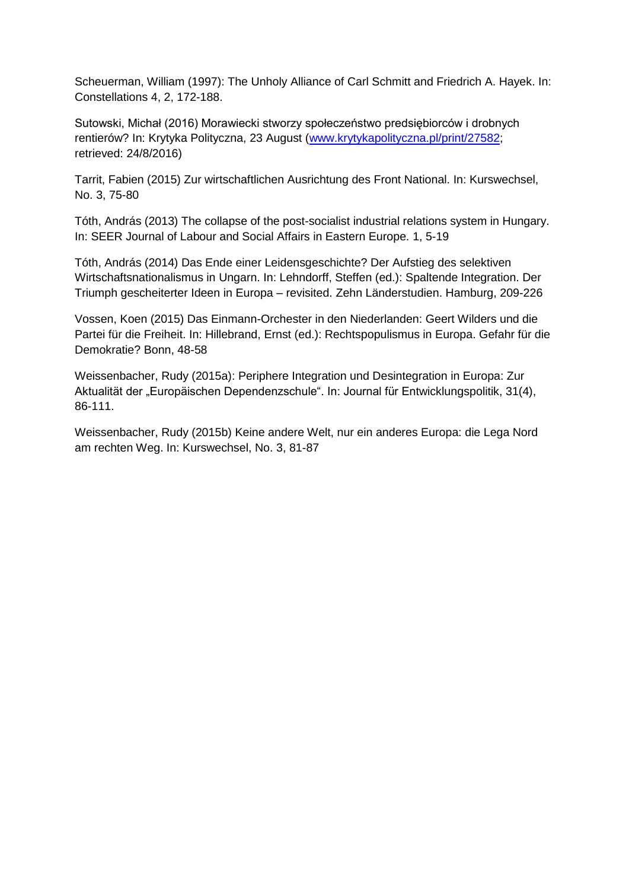Scheuerman, William (1997): The Unholy Alliance of Carl Schmitt and Friedrich A. Hayek. In: Constellations 4, 2, 172-188.

Sutowski, Michał (2016) Morawiecki stworzy społeczeństwo predsiębiorców i drobnych rentierów? In: Krytyka Polityczna, 23 August (www.krytykapolityczna.pl/print/27582; retrieved: 24/8/2016)

Tarrit, Fabien (2015) Zur wirtschaftlichen Ausrichtung des Front National. In: Kurswechsel, No. 3, 75-80

Tóth, András (2013) The collapse of the post-socialist industrial relations system in Hungary. In: SEER Journal of Labour and Social Affairs in Eastern Europe. 1, 5-19

Tóth, András (2014) Das Ende einer Leidensgeschichte? Der Aufstieg des selektiven Wirtschaftsnationalismus in Ungarn. In: Lehndorff, Steffen (ed.): Spaltende Integration. Der Triumph gescheiterter Ideen in Europa – revisited. Zehn Länderstudien. Hamburg, 209-226

Vossen, Koen (2015) Das Einmann-Orchester in den Niederlanden: Geert Wilders und die Partei für die Freiheit. In: Hillebrand, Ernst (ed.): Rechtspopulismus in Europa. Gefahr für die Demokratie? Bonn, 48-58

Weissenbacher, Rudy (2015a): Periphere Integration und Desintegration in Europa: Zur Aktualität der „Europäischen Dependenzschule". In: Journal für Entwicklungspolitik, 31(4), 86-111.

Weissenbacher, Rudy (2015b) Keine andere Welt, nur ein anderes Europa: die Lega Nord am rechten Weg. In: Kurswechsel, No. 3, 81-87